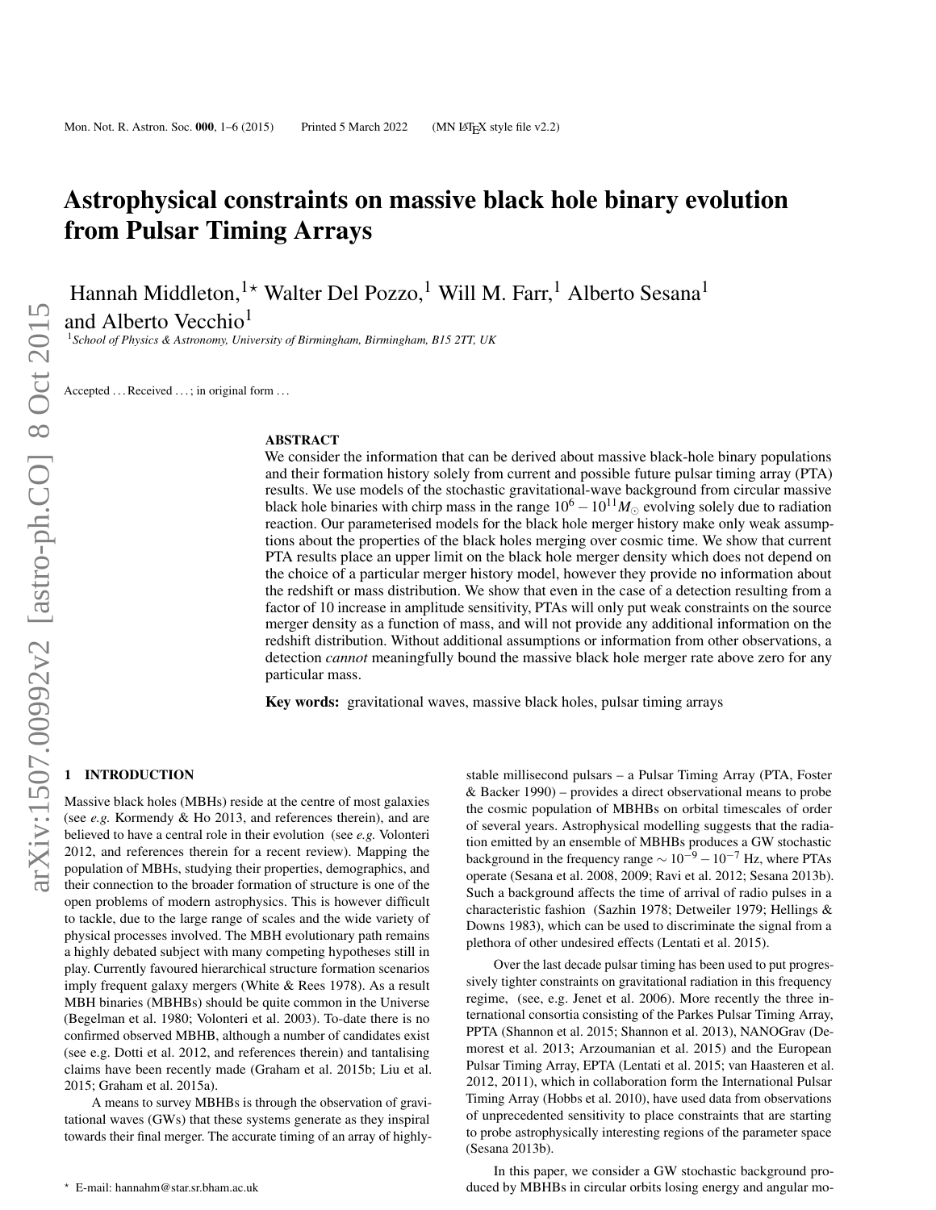# Astrophysical constraints on massive black hole binary evolution from Pulsar Timing Arrays

Hannah Middleton,[1]* Walter Del Pozzo,[1] Will M. Farr,[1] Alberto Sesana[1] and Alberto Vecchio[1]

[1] *School of Physics & Astronomy, University of Birmingham, Birmingham, B15 2TT, UK*

Accepted . . . Received . . . ; in original form . . .

## ABSTRACT

We consider the information that can be derived about massive black-hole binary populations and their formation history solely from current and possible future pulsar timing array (PTA) results. We use models of the stochastic gravitational-wave background from circular massive black hole binaries with chirp mass in the range $10^6 - 10^{11} M_\odot$ evolving solely due to radiation reaction. Our parameterised models for the black hole merger history make only weak assumptions about the properties of the black holes merging over cosmic time. We show that current PTA results place an upper limit on the black hole merger density which does not depend on the choice of a particular merger history model, however they provide no information about the redshift or mass distribution. We show that even in the case of a detection resulting from a factor of 10 increase in amplitude sensitivity, PTAs will only put weak constraints on the source merger density as a function of mass, and will not provide any additional information on the redshift distribution. Without additional assumptions or information from other observations, a detection *cannot* meaningfully bound the massive black hole merger rate above zero for any particular mass.

**Key words:** gravitational waves, massive black holes, pulsar timing arrays

## 1 INTRODUCTION

Massive black holes (MBHs) reside at the centre of most galaxies (see *e.g.* Kormendy & Ho 2013, and references therein), and are believed to have a central role in their evolution (see *e.g.* Volonteri 2012, and references therein for a recent review). Mapping the population of MBHs, studying their properties, demographics, and their connection to the broader formation of structure is one of the open problems of modern astrophysics. This is however difficult to tackle, due to the large range of scales and the wide variety of physical processes involved. The MBH evolutionary path remains a highly debated subject with many competing hypotheses still in play. Currently favoured hierarchical structure formation scenarios imply frequent galaxy mergers (White & Rees 1978). As a result MBH binaries (MBHBs) should be quite common in the Universe (Begelman et al. 1980; Volonteri et al. 2003). To-date there is no confirmed observed MBHB, although a number of candidates exist (see e.g. Dotti et al. 2012, and references therein) and tantalising claims have been recently made (Graham et al. 2015b; Liu et al. 2015; Graham et al. 2015a).

A means to survey MBHBs is through the observation of gravitational waves (GWs) that these systems generate as they inspiral towards their final merger. The accurate timing of an array of highly-stable millisecond pulsars – a Pulsar Timing Array (PTA, Foster & Backer 1990) – provides a direct observational means to probe the cosmic population of MBHBs on orbital timescales of order of several years. Astrophysical modelling suggests that the radiation emitted by an ensemble of MBHBs produces a GW stochastic background in the frequency range $\sim 10^{-9} - 10^{-7}$ Hz, where PTAs operate (Sesana et al. 2008, 2009; Ravi et al. 2012; Sesana 2013b). Such a background affects the time of arrival of radio pulses in a characteristic fashion (Sazhin 1978; Detweiler 1979; Hellings & Downs 1983), which can be used to discriminate the signal from a plethora of other undesired effects (Lentati et al. 2015).

Over the last decade pulsar timing has been used to put progressively tighter constraints on gravitational radiation in this frequency regime, (see, e.g. Jenet et al. 2006). More recently the three international consortia consisting of the Parkes Pulsar Timing Array, PPTA (Shannon et al. 2015; Shannon et al. 2013), NANOGrav (Demorest et al. 2013; Arzoumanian et al. 2015) and the European Pulsar Timing Array, EPTA (Lentati et al. 2015; van Haasteren et al. 2012, 2011), which in collaboration form the International Pulsar Timing Array (Hobbs et al. 2010), have used data from observations of unprecedented sensitivity to place constraints that are starting to probe astrophysically interesting regions of the parameter space (Sesana 2013b).

In this paper, we consider a GW stochastic background produced by MBHBs in circular orbits losing energy and angular mo-

* E-mail: hannahm@star.sr.bham.ac.uk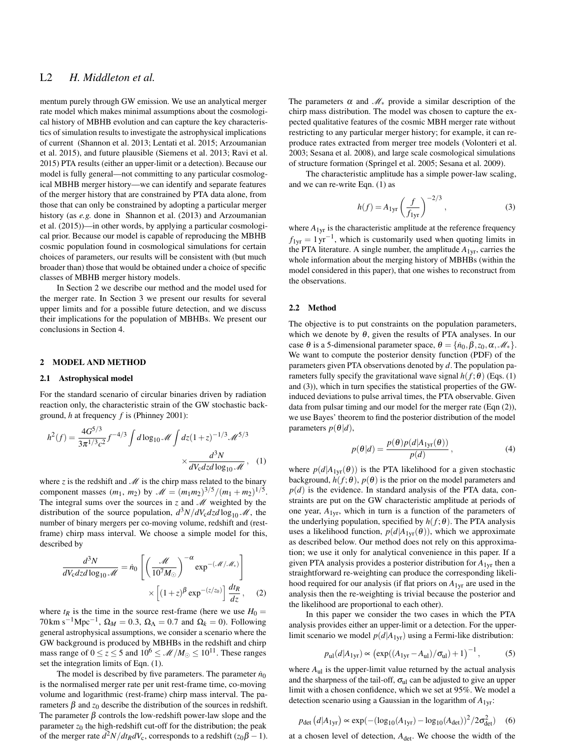mentum purely through GW emission. We use an analytical merger rate model which makes minimal assumptions about the cosmological history of MBHB evolution and can capture the key characteristics of simulation results to investigate the astrophysical implications of current (Shannon et al. 2013; Lentati et al. 2015; Arzoumanian et al. 2015), and future plausible (Siemens et al. 2013; Ravi et al. 2015) PTA results (either an upper-limit or a detection). Because our model is fully general—not committing to any particular cosmological MBHB merger history—we can identify and separate features of the merger history that are constrained by PTA data alone, from those that can only be constrained by adopting a particular merger history (as *e.g.* done in Shannon et al. (2013) and Arzoumanian et al. (2015))—in other words, by applying a particular cosmological prior. Because our model is capable of reproducing the MBHB cosmic population found in cosmological simulations for certain choices of parameters, our results will be consistent with (but much broader than) those that would be obtained under a choice of specific classes of MBHB merger history models.

In Section 2 we describe our method and the model used for the merger rate. In Section 3 we present our results for several upper limits and for a possible future detection, and we discuss their implications for the population of MBHBs. We present our conclusions in Section 4.

## 2 MODEL AND METHOD

### 2.1 Astrophysical model

For the standard scenario of circular binaries driven by radiation reaction only, the characteristic strain of the GW stochastic background, $h$ at frequency $f$ is (Phinney 2001):

$$h^2(f) = \frac{4G^{5/3}}{3\pi^{1/3}c^2} f^{-4/3} \int d\log_{10}\mathcal{M} \int dz (1+z)^{-1/3} \mathcal{M}^{5/3} \times \frac{d^3N}{dV_c dz d\log_{10}\mathcal{M}}\,, \quad (1)$$

where $z$ is the redshift and $\mathcal{M}$ is the chirp mass related to the binary component masses ($m_1$, $m_2$) by $\mathcal{M} = (m_1 m_2)^{3/5}/(m_1+m_2)^{1/5}$. The integral sums over the sources in $z$ and $\mathcal{M}$ weighted by the distribution of the source population, $d^3N/dV_c dz d\log_{10}\mathcal{M}$, the number of binary mergers per co-moving volume, redshift and (rest-frame) chirp mass interval. We choose a simple model for this, described by

$$\frac{d^3N}{dV_c dz d\log_{10}\mathcal{M}} = \dot{n}_0 \left[ \left( \frac{\mathcal{M}}{10^7 M_\odot} \right)^{-\alpha} \exp^{-(\mathcal{M}/\mathcal{M}_*)} \right] \times \left[ (1+z)^\beta \exp^{-(z/z_0)} \right] \frac{dt_R}{dz}\,, \quad (2)$$

where $t_R$ is the time in the source rest-frame (here we use $H_0 = 70\,\mathrm{km\,s^{-1}Mpc^{-1}}$, $\Omega_M = 0.3$, $\Omega_\Lambda = 0.7$ and $\Omega_k = 0$). Following general astrophysical assumptions, we consider a scenario where the GW background is produced by MBHBs in the redshift and chirp mass range of $0 \le z \le 5$ and $10^6 \le \mathcal{M}/M_\odot \le 10^{11}$. These ranges set the integration limits of Eqn. (1).

The model is described by five parameters. The parameter $\dot{n}_0$ is the normalised merger rate per unit rest-frame time, co-moving volume and logarithmic (rest-frame) chirp mass interval. The parameters $\beta$ and $z_0$ describe the distribution of the sources in redshift. The parameter $\beta$ controls the low-redshift power-law slope and the parameter $z_0$ the high-redshift cut-off for the distribution; the peak of the merger rate $d^2N/dt_R dV_c$, corresponds to a redshift $(z_0\beta - 1)$. The parameters $\alpha$ and $\mathcal{M}_*$ provide a similar description of the chirp mass distribution. The model was chosen to capture the expected qualitative features of the cosmic MBH merger rate without restricting to any particular merger history; for example, it can reproduce rates extracted from merger tree models (Volonteri et al. 2003; Sesana et al. 2008), and large scale cosmological simulations of structure formation (Springel et al. 2005; Sesana et al. 2009).

The characteristic amplitude has a simple power-law scaling, and we can re-write Eqn. (1) as

$$h(f) = A_{1\mathrm{yr}} \left( \frac{f}{f_{1\mathrm{yr}}} \right)^{-2/3}\,, \quad (3)$$

where $A_{1\mathrm{yr}}$ is the characteristic amplitude at the reference frequency $f_{1\mathrm{yr}} = 1\,\mathrm{yr}^{-1}$, which is customarily used when quoting limits in the PTA literature. A single number, the amplitude $A_{1\mathrm{yr}}$, carries the whole information about the merging history of MBHBs (within the model considered in this paper), that one wishes to reconstruct from the observations.

### 2.2 Method

The objective is to put constraints on the population parameters, which we denote by $\theta$, given the results of PTA analyses. In our case $\theta$ is a 5-dimensional parameter space, $\theta = \{\dot{n}_0, \beta, z_0, \alpha, \mathcal{M}_*\}$. We want to compute the posterior density function (PDF) of the parameters given PTA observations denoted by $d$. The population parameters fully specify the gravitational wave signal $h(f;\theta)$ (Eqs. (1) and (3)), which in turn specifies the statistical properties of the GW-induced deviations to pulse arrival times, the PTA observable. Given data from pulsar timing and our model for the merger rate (Eqn (2)), we use Bayes' theorem to find the posterior distribution of the model parameters $p(\theta|d)$,

$$p(\theta|d) = \frac{p(\theta)p(d|A_{1\mathrm{yr}}(\theta))}{p(d)}\,, \quad (4)$$

where $p(d|A_{1\mathrm{yr}}(\theta))$ is the PTA likelihood for a given stochastic background, $h(f;\theta)$, $p(\theta)$ is the prior on the model parameters and $p(d)$ is the evidence. In standard analysis of the PTA data, constraints are put on the GW characteristic amplitude at periods of one year, $A_{1\mathrm{yr}}$, which in turn is a function of the parameters of the underlying population, specified by $h(f;\theta)$. The PTA analysis uses a likelihood function, $p(d|A_{1\mathrm{yr}}(\theta))$, which we approximate as described below. Our method does not rely on this approximation; we use it only for analytical convenience in this paper. If a given PTA analysis provides a posterior distribution for $A_{1\mathrm{yr}}$ then a straightforward re-weighting can produce the corresponding likelihood required for our analysis (if flat priors on $A_{1\mathrm{yr}}$ are used in the analysis then the re-weighting is trivial because the posterior and the likelihood are proportional to each other).

In this paper we consider the two cases in which the PTA analysis provides either an upper-limit or a detection. For the upper-limit scenario we model $p(d|A_{1\mathrm{yr}})$ using a Fermi-like distribution:

$$p_{\mathrm{ul}}(d|A_{1\mathrm{yr}}) \propto \left( \exp((A_{1\mathrm{yr}} - A_{\mathrm{ul}})/\sigma_{\mathrm{ul}}) + 1 \right)^{-1}\,, \quad (5)$$

where $A_{\mathrm{ul}}$ is the upper-limit value returned by the actual analysis and the sharpness of the tail-off, $\sigma_{\mathrm{ul}}$ can be adjusted to give an upper limit with a chosen confidence, which we set at 95%. We model a detection scenario using a Gaussian in the logarithm of $A_{1\mathrm{yr}}$:

$$p_{\mathrm{det}}\left(d|A_{1\mathrm{yr}}\right) \propto \exp(-(\log_{10}(A_{1\mathrm{yr}}) - \log_{10}(A_{\mathrm{det}}))^2/2\sigma^2_{\mathrm{det}}) \quad (6)$$

at a chosen level of detection, $A_{\mathrm{det}}$. We choose the width of the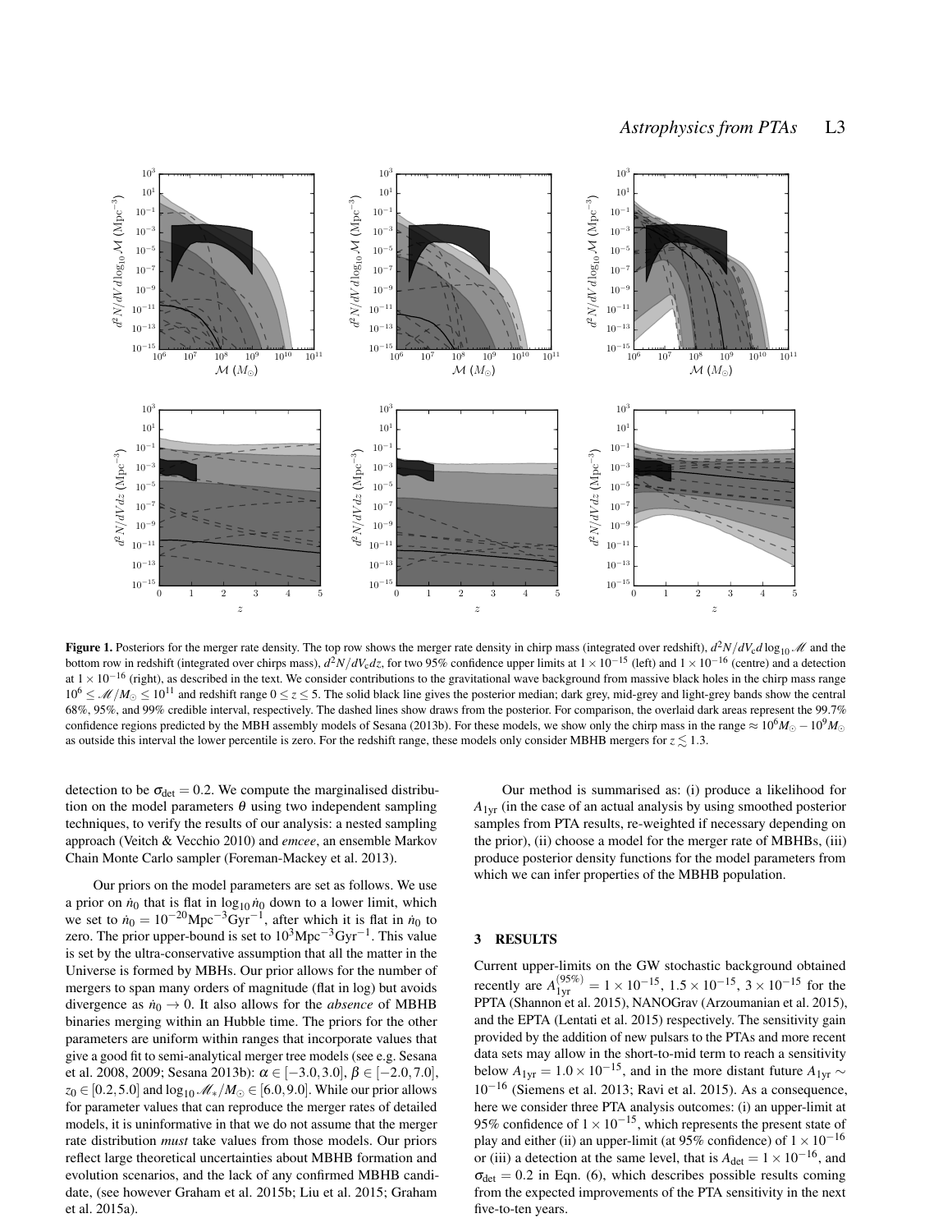**Figure 1.** Posteriors for the merger rate density. The top row shows the merger rate density in chirp mass (integrated over redshift), $d^2N/dV_c d\log_{10}\mathcal{M}$ and the bottom row in redshift (integrated over chirps mass), $d^2N/dV_c dz$, for two 95% confidence upper limits at $1\times10^{-15}$ (left) and $1\times10^{-16}$ (centre) and a detection at $1\times10^{-16}$ (right), as described in the text. We consider contributions to the gravitational wave background from massive black holes in the chirp mass range $10^6 \leq \mathcal{M}/M_\odot \leq 10^{11}$ and redshift range $0\leq z\leq 5$. The solid black line gives the posterior median; dark grey, mid-grey and light-grey bands show the central 68%, 95%, and 99% credible interval, respectively. The dashed lines show draws from the posterior. For comparison, the overlaid dark areas represent the 99.7% confidence regions predicted by the MBH assembly models of Sesana (2013b). For these models, we show only the chirp mass in the range $\approx 10^6 M_\odot - 10^9 M_\odot$ as outside this interval the lower percentile is zero. For the redshift range, these models only consider MBHB mergers for $z \lesssim 1.3$.

detection to be $\sigma_{\rm det} = 0.2$. We compute the marginalised distribution on the model parameters $\theta$ using two independent sampling techniques, to verify the results of our analysis: a nested sampling approach (Veitch & Vecchio 2010) and *emcee*, an ensemble Markov Chain Monte Carlo sampler (Foreman-Mackey et al. 2013).

Our priors on the model parameters are set as follows. We use a prior on $\dot{n}_0$ that is flat in $\log_{10}\dot{n}_0$ down to a lower limit, which we set to $\dot{n}_0 = 10^{-20}{\rm Mpc}^{-3}{\rm Gyr}^{-1}$, after which it is flat in $\dot{n}_0$ to zero. The prior upper-bound is set to $10^3{\rm Mpc}^{-3}{\rm Gyr}^{-1}$. This value is set by the ultra-conservative assumption that all the matter in the Universe is formed by MBHs. Our prior allows for the number of mergers to span many orders of magnitude (flat in log) but avoids divergence as $\dot{n}_0 \to 0$. It also allows for the *absence* of MBHB binaries merging within an Hubble time. The priors for the other parameters are uniform within ranges that incorporate values that give a good fit to semi-analytical merger tree models (see e.g. Sesana et al. 2008, 2009; Sesana 2013b): $\alpha \in [-3.0, 3.0]$, $\beta \in [-2.0, 7.0]$, $z_0 \in [0.2, 5.0]$ and $\log_{10}\mathcal{M}_*/M_\odot \in [6.0, 9.0]$. While our prior allows for parameter values that can reproduce the merger rates of detailed models, it is uninformative in that we do not assume that the merger rate distribution *must* take values from those models. Our priors reflect large theoretical uncertainties about MBHB formation and evolution scenarios, and the lack of any confirmed MBHB candidate, (see however Graham et al. 2015b; Liu et al. 2015; Graham et al. 2015a).

Our method is summarised as: (i) produce a likelihood for $A_{\rm 1yr}$ (in the case of an actual analysis by using smoothed posterior samples from PTA results, re-weighted if necessary depending on the prior), (ii) choose a model for the merger rate of MBHBs, (iii) produce posterior density functions for the model parameters from which we can infer properties of the MBHB population.

## 3 RESULTS

Current upper-limits on the GW stochastic background obtained recently are $A_{\rm 1yr}^{(95\%)} = 1\times10^{-15}$, $1.5\times10^{-15}$, $3\times10^{-15}$ for the PPTA (Shannon et al. 2015), NANOGrav (Arzoumanian et al. 2015), and the EPTA (Lentati et al. 2015) respectively. The sensitivity gain provided by the addition of new pulsars to the PTAs and more recent data sets may allow in the short-to-mid term to reach a sensitivity below $A_{\rm 1yr} = 1.0\times10^{-15}$, and in the more distant future $A_{\rm 1yr} \sim 10^{-16}$ (Siemens et al. 2013; Ravi et al. 2015). As a consequence, here we consider three PTA analysis outcomes: (i) an upper-limit at 95% confidence of $1\times10^{-15}$, which represents the present state of play and either (ii) an upper-limit (at 95% confidence) of $1\times10^{-16}$ or (iii) a detection at the same level, that is $A_{\rm det} = 1\times10^{-16}$, and $\sigma_{\rm det} = 0.2$ in Eqn. (6), which describes possible results coming from the expected improvements of the PTA sensitivity in the next five-to-ten years.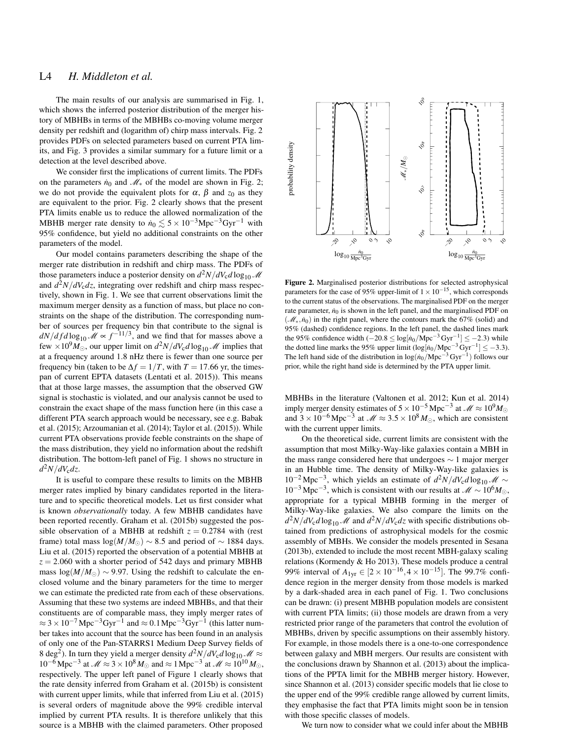The main results of our analysis are summarised in Fig. 1, which shows the inferred posterior distribution of the merger history of MBHBs in terms of the MBHBs co-moving volume merger density per redshift and (logarithm of) chirp mass intervals. Fig. 2 provides PDFs on selected parameters based on current PTA limits, and Fig. 3 provides a similar summary for a future limit or a detection at the level described above.

We consider first the implications of current limits. The PDFs on the parameters $\dot{n}_0$ and $\mathscr{M}_*$ of the model are shown in Fig. 2; we do not provide the equivalent plots for $\alpha$, $\beta$ and $z_0$ as they are equivalent to the prior. Fig. 2 clearly shows that the present PTA limits enable us to reduce the allowed normalization of the MBHB merger rate density to $\dot{n}_0 \lesssim 5 \times 10^{-3}\mathrm{Mpc}^{-3}\mathrm{Gyr}^{-1}$ with 95% confidence, but yield no additional constraints on the other parameters of the model.

Our model contains parameters describing the shape of the merger rate distribution in redshift and chirp mass. The PDFs of those parameters induce a posterior density on $d^2N/dV_c d\log_{10}\mathscr{M}$ and $d^2N/dV_c dz$, integrating over redshift and chirp mass respectively, shown in Fig. 1. We see that current observations limit the maximum merger density as a function of mass, but place no constraints on the shape of the distribution. The corresponding number of sources per frequency bin that contribute to the signal is $dN/df d\log_{10}\mathscr{M} \propto f^{-11/3}$, and we find that for masses above a few $\times 10^9 M_\odot$, our upper limit on $d^2N/dV_c d\log_{10}\mathscr{M}$ implies that at a frequency around 1.8 nHz there is fewer than one source per frequency bin (taken to be $\Delta f = 1/T$, with $T = 17.66$ yr, the timespan of current EPTA datasets (Lentati et al. 2015)). This means that at those large masses, the assumption that the observed GW signal is stochastic is violated, and our analysis cannot be used to constrain the exact shape of the mass function here (in this case a different PTA search approach would be necessary, see e.g. Babak et al. (2015); Arzoumanian et al. (2014); Taylor et al. (2015)). While current PTA observations provide feeble constraints on the shape of the mass distribution, they yield no information about the redshift distribution. The bottom-left panel of Fig. 1 shows no structure in $d^2N/dV_c dz$.

It is useful to compare these results to limits on the MBHB merger rates implied by binary candidates reported in the literature and to specific theoretical models. Let us first consider what is known *observationally* today. A few MBHB candidates have been reported recently. Graham et al. (2015b) suggested the possible observation of a MBHB at redshift $z = 0.2784$ with (rest frame) total mass $\log(M/M_\odot) \sim 8.5$ and period of $\sim 1884$ days. Liu et al. (2015) reported the observation of a potential MBHB at $z = 2.060$ with a shorter period of 542 days and primary MBHB mass $\log(M/M_\odot) \sim 9.97$. Using the redshift to calculate the enclosed volume and the binary parameters for the time to merger we can estimate the predicted rate from each of these observations. Assuming that these two systems are indeed MBHBs, and that their constituents are of comparable mass, they imply merger rates of $\approx 3 \times 10^{-7}\,\mathrm{Mpc}^{-3}\mathrm{Gyr}^{-1}$ and $\approx 0.1\,\mathrm{Mpc}^{-3}\mathrm{Gyr}^{-1}$ (this latter number takes into account that the source has been found in an analysis of only one of the Pan-STARRS1 Medium Deep Survey fields of 8 deg$^2$). In turn they yield a merger density $d^2N/dV_c d\log_{10}\mathscr{M} \approx 10^{-6}\,\mathrm{Mpc}^{-3}$ at $\mathscr{M} \approx 3 \times 10^8 M_\odot$ and $\approx 1\,\mathrm{Mpc}^{-3}$ at $\mathscr{M} \approx 10^{10} M_\odot$, respectively. The upper left panel of Figure 1 clearly shows that the rate density inferred from Graham et al. (2015b) is consistent with current upper limits, while that inferred from Liu et al. (2015) is several orders of magnitude above the 99% credible interval implied by current PTA results. It is therefore unlikely that this source is a MBHB with the claimed parameters. Other proposed MBHBs in the literature (Valtonen et al. 2012; Kun et al. 2014) imply merger density estimates of $5 \times 10^{-5}\,\mathrm{Mpc}^{-3}$ at $\mathscr{M} \approx 10^9 M_\odot$ and $3 \times 10^{-6}\,\mathrm{Mpc}^{-3}$ at $\mathscr{M} \approx 3.5 \times 10^8 M_\odot$, which are consistent with the current upper limits.

On the theoretical side, current limits are consistent with the assumption that most Milky-Way-like galaxies contain a MBH in the mass range considered here that undergoes $\sim 1$ major merger in an Hubble time. The density of Milky-Way-like galaxies is $10^{-2}\,\mathrm{Mpc}^{-3}$, which yields an estimate of $d^2N/dV_c d\log_{10}\mathscr{M} \sim 10^{-3}\,\mathrm{Mpc}^{-3}$, which is consistent with our results at $\mathscr{M} \sim 10^6 M_\odot$, appropriate for a typical MBHB forming in the merger of Milky-Way-like galaxies. We also compare the limits on the $d^2N/dV_c d\log_{10}\mathscr{M}$ and $d^2N/dV_c dz$ with specific distributions obtained from predictions of astrophysical models for the cosmic assembly of MBHs. We consider the models presented in Sesana (2013b), extended to include the most recent MBH-galaxy scaling relations (Kormendy & Ho 2013). These models produce a central 99% interval of $A_{1\mathrm{yr}} \in [2 \times 10^{-16}, 4 \times 10^{-15}]$. The 99.7% confidence region in the merger density from those models is marked by a dark-shaded area in each panel of Fig. 1. Two conclusions can be drawn: (i) present MBHB population models are consistent with current PTA limits; (ii) those models are drawn from a very restricted prior range of the parameters that control the evolution of MBHBs, driven by specific assumptions on their assembly history. For example, in those models there is a one-to-one correspondence between galaxy and MBH mergers. Our results are consistent with the conclusions drawn by Shannon et al. (2013) about the implications of the PPTA limit for the MBHB merger history. However, since Shannon et al. (2013) consider specific models that lie close to the upper end of the 99% credible range allowed by current limits, they emphasise the fact that PTA limits might soon be in tension with those specific classes of models.

We turn now to consider what we could infer about the MBHB

**Figure 2.** Marginalised posterior distributions for selected astrophysical parameters for the case of 95% upper-limit of $1 \times 10^{-15}$, which corresponds to the current status of the observations. The marginalised PDF on the merger rate parameter, $\dot{n}_0$ is shown in the left panel, and the marginalised PDF on $(\mathscr{M}_*, \dot{n}_0)$ in the right panel, where the contours mark the 67% (solid) and 95% (dashed) confidence regions. In the left panel, the dashed lines mark the 95% confidence width ($-20.8 \leq \log[\dot{n}_0/\mathrm{Mpc}^{-3}\,\mathrm{Gyr}^{-1}] \leq -2.3$) while the dotted line marks the 95% upper limit ($\log[\dot{n}_0/\mathrm{Mpc}^{-3}\,\mathrm{Gyr}^{-1}] \leq -3.3$). The left hand side of the distribution in $\log(\dot{n}_0/\mathrm{Mpc}^{-3}\,\mathrm{Gyr}^{-1})$ follows our prior, while the right hand side is determined by the PTA upper limit.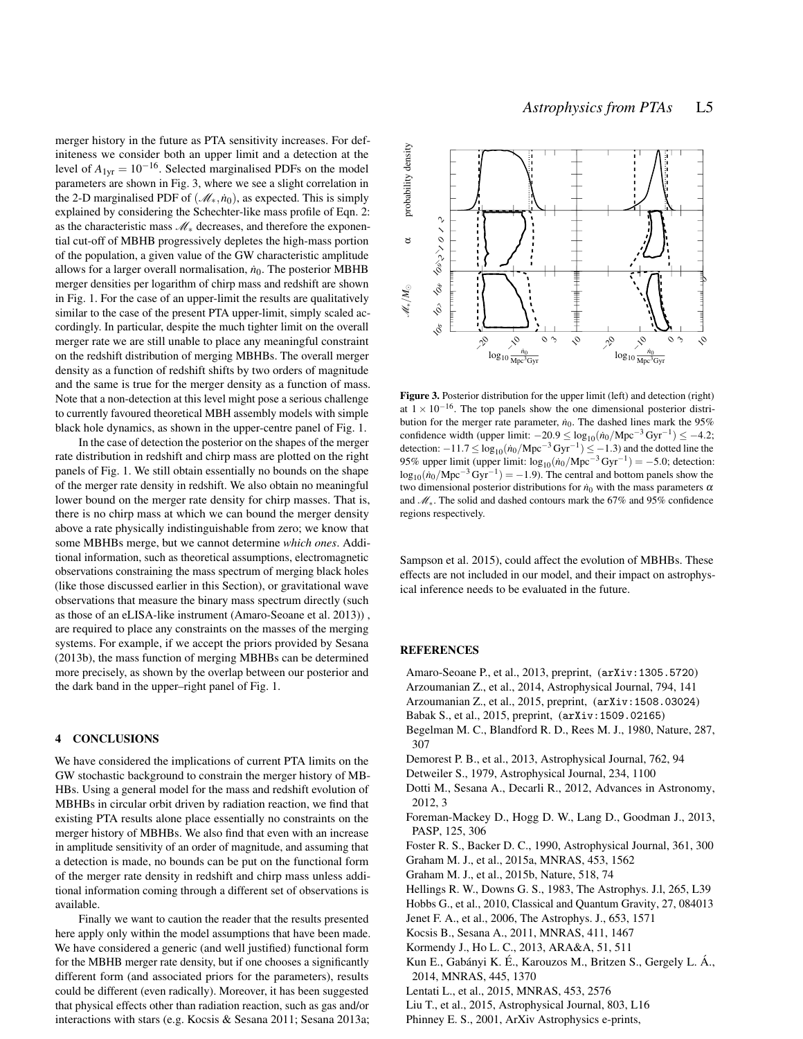merger history in the future as PTA sensitivity increases. For definiteness we consider both an upper limit and a detection at the level of $A_{1yr} = 10^{-16}$. Selected marginalised PDFs on the model parameters are shown in Fig. 3, where we see a slight correlation in the 2-D marginalised PDF of $(\mathscr{M}_*, \dot{n}_0)$, as expected. This is simply explained by considering the Schechter-like mass profile of Eqn. 2: as the characteristic mass $\mathscr{M}_*$ decreases, and therefore the exponential cut-off of MBHB progressively depletes the high-mass portion of the population, a given value of the GW characteristic amplitude allows for a larger overall normalisation, $\dot{n}_0$. The posterior MBHB merger densities per logarithm of chirp mass and redshift are shown in Fig. 1. For the case of an upper-limit the results are qualitatively similar to the case of the present PTA upper-limit, simply scaled accordingly. In particular, despite the much tighter limit on the overall merger rate we are still unable to place any meaningful constraint on the redshift distribution of merging MBHBs. The overall merger density as a function of redshift shifts by two orders of magnitude and the same is true for the merger density as a function of mass. Note that a non-detection at this level might pose a serious challenge to currently favoured theoretical MBH assembly models with simple black hole dynamics, as shown in the upper-centre panel of Fig. 1.

In the case of detection the posterior on the shapes of the merger rate distribution in redshift and chirp mass are plotted on the right panels of Fig. 1. We still obtain essentially no bounds on the shape of the merger rate density in redshift. We also obtain no meaningful lower bound on the merger rate density for chirp masses. That is, there is no chirp mass at which we can bound the merger density above a rate physically indistinguishable from zero; we know that some MBHBs merge, but we cannot determine *which ones*. Additional information, such as theoretical assumptions, electromagnetic observations constraining the mass spectrum of merging black holes (like those discussed earlier in this Section), or gravitational wave observations that measure the binary mass spectrum directly (such as those of an eLISA-like instrument (Amaro-Seoane et al. 2013)) , are required to place any constraints on the masses of the merging systems. For example, if we accept the priors provided by Sesana (2013b), the mass function of merging MBHBs can be determined more precisely, as shown by the overlap between our posterior and the dark band in the upper–right panel of Fig. 1.

**Figure 3.** Posterior distribution for the upper limit (left) and detection (right) at $1 \times 10^{-16}$. The top panels show the one dimensional posterior distribution for the merger rate parameter, $\dot{n}_0$. The dashed lines mark the 95% confidence width (upper limit: $-20.9 \le \log_{10}(\dot{n}_0/\mathrm{Mpc}^{-3}\,\mathrm{Gyr}^{-1}) \le -4.2$; detection: $-11.7 \le \log_{10}(\dot{n}_0/\mathrm{Mpc}^{-3}\,\mathrm{Gyr}^{-1}) \le -1.3$) and the dotted line the 95% upper limit (upper limit: $\log_{10}(\dot{n}_0/\mathrm{Mpc}^{-3}\,\mathrm{Gyr}^{-1}) = -5.0$; detection: $\log_{10}(\dot{n}_0/\mathrm{Mpc}^{-3}\,\mathrm{Gyr}^{-1}) = -1.9$). The central and bottom panels show the two dimensional posterior distributions for $\dot{n}_0$ with the mass parameters $\alpha$ and $\mathscr{M}_*$. The solid and dashed contours mark the 67% and 95% confidence regions respectively.

## 4 CONCLUSIONS

We have considered the implications of current PTA limits on the GW stochastic background to constrain the merger history of MBHBs. Using a general model for the mass and redshift evolution of MBHBs in circular orbit driven by radiation reaction, we find that existing PTA results alone place essentially no constraints on the merger history of MBHBs. We also find that even with an increase in amplitude sensitivity of an order of magnitude, and assuming that a detection is made, no bounds can be put on the functional form of the merger rate density in redshift and chirp mass unless additional information coming through a different set of observations is available.

Finally we want to caution the reader that the results presented here apply only within the model assumptions that have been made. We have considered a generic (and well justified) functional form for the MBHB merger rate density, but if one chooses a significantly different form (and associated priors for the parameters), results could be different (even radically). Moreover, it has been suggested that physical effects other than radiation reaction, such as gas and/or interactions with stars (e.g. Kocsis & Sesana 2011; Sesana 2013a; Sampson et al. 2015), could affect the evolution of MBHBs. These effects are not included in our model, and their impact on astrophysical inference needs to be evaluated in the future.

## REFERENCES

Amaro-Seoane P., et al., 2013, preprint, (arXiv:1305.5720)
Arzoumanian Z., et al., 2014, Astrophysical Journal, 794, 141
Arzoumanian Z., et al., 2015, preprint, (arXiv:1508.03024)
Babak S., et al., 2015, preprint, (arXiv:1509.02165)
Begelman M. C., Blandford R. D., Rees M. J., 1980, Nature, 287, 307
Demorest P. B., et al., 2013, Astrophysical Journal, 762, 94
Detweiler S., 1979, Astrophysical Journal, 234, 1100
Dotti M., Sesana A., Decarli R., 2012, Advances in Astronomy, 2012, 3
Foreman-Mackey D., Hogg D. W., Lang D., Goodman J., 2013, PASP, 125, 306
Foster R. S., Backer D. C., 1990, Astrophysical Journal, 361, 300
Graham M. J., et al., 2015a, MNRAS, 453, 1562
Graham M. J., et al., 2015b, Nature, 518, 74
Hellings R. W., Downs G. S., 1983, The Astrophys. J.l, 265, L39
Hobbs G., et al., 2010, Classical and Quantum Gravity, 27, 084013
Jenet F. A., et al., 2006, The Astrophys. J., 653, 1571
Kocsis B., Sesana A., 2011, MNRAS, 411, 1467
Kormendy J., Ho L. C., 2013, ARA&A, 51, 511
Kun E., Gabányi K. É., Karouzos M., Britzen S., Gergely L. Á., 2014, MNRAS, 445, 1370
Lentati L., et al., 2015, MNRAS, 453, 2576
Liu T., et al., 2015, Astrophysical Journal, 803, L16
Phinney E. S., 2001, ArXiv Astrophysics e-prints,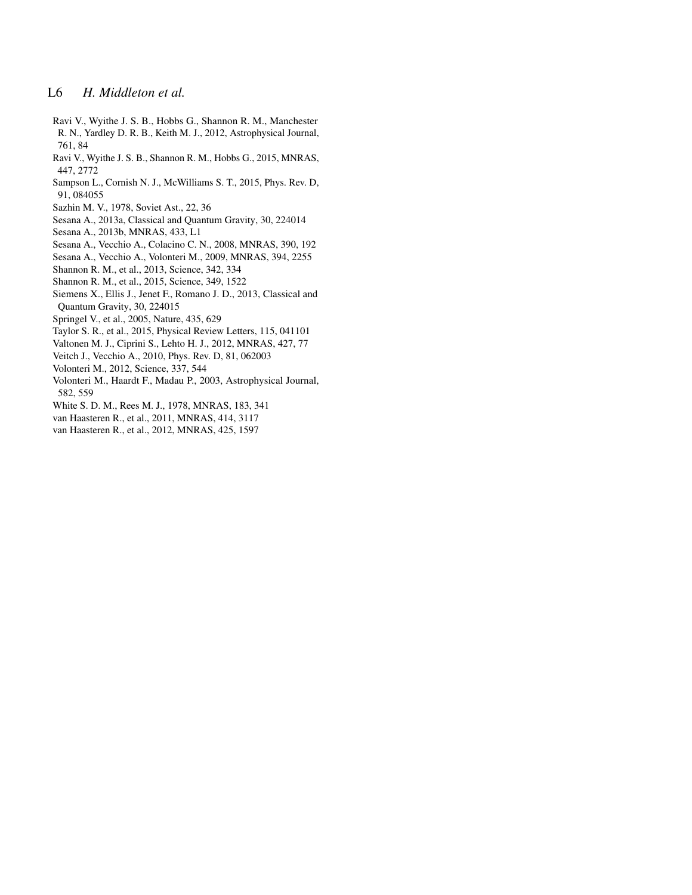Ravi V., Wyithe J. S. B., Hobbs G., Shannon R. M., Manchester R. N., Yardley D. R. B., Keith M. J., 2012, Astrophysical Journal, 761, 84

Ravi V., Wyithe J. S. B., Shannon R. M., Hobbs G., 2015, MNRAS, 447, 2772

Sampson L., Cornish N. J., McWilliams S. T., 2015, Phys. Rev. D, 91, 084055

Sazhin M. V., 1978, Soviet Ast., 22, 36

Sesana A., 2013a, Classical and Quantum Gravity, 30, 224014

Sesana A., 2013b, MNRAS, 433, L1

Sesana A., Vecchio A., Colacino C. N., 2008, MNRAS, 390, 192

Sesana A., Vecchio A., Volonteri M., 2009, MNRAS, 394, 2255

Shannon R. M., et al., 2013, Science, 342, 334

Shannon R. M., et al., 2015, Science, 349, 1522

Siemens X., Ellis J., Jenet F., Romano J. D., 2013, Classical and Quantum Gravity, 30, 224015

Springel V., et al., 2005, Nature, 435, 629

Taylor S. R., et al., 2015, Physical Review Letters, 115, 041101

Valtonen M. J., Ciprini S., Lehto H. J., 2012, MNRAS, 427, 77

Veitch J., Vecchio A., 2010, Phys. Rev. D, 81, 062003

Volonteri M., 2012, Science, 337, 544

Volonteri M., Haardt F., Madau P., 2003, Astrophysical Journal, 582, 559

White S. D. M., Rees M. J., 1978, MNRAS, 183, 341

van Haasteren R., et al., 2011, MNRAS, 414, 3117

van Haasteren R., et al., 2012, MNRAS, 425, 1597